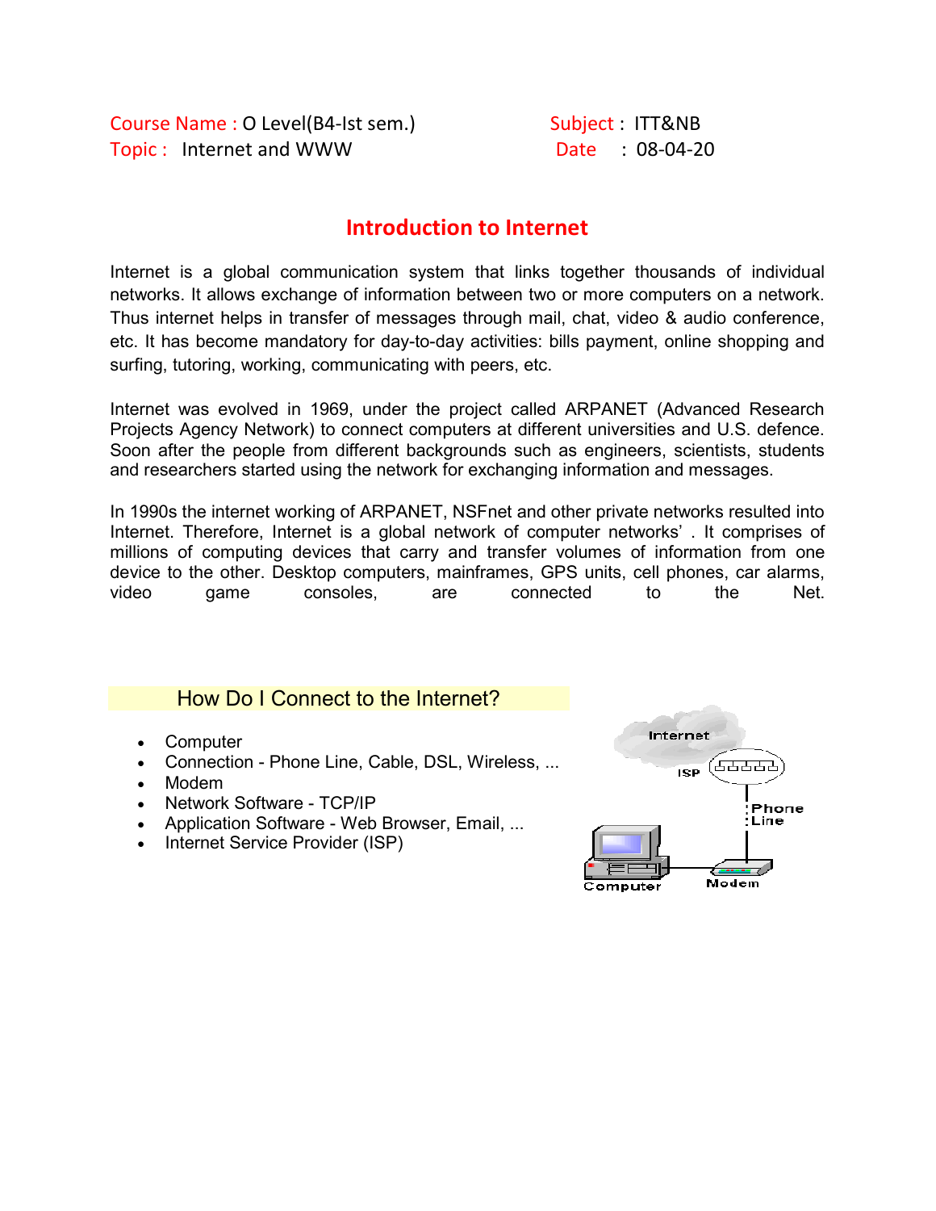Course Name : O Level(B4-Ist sem.)    Subject : ITT&NB

Topic : Internet and WWW    Date : 08-04-20

# Introduction to Internet

Internet is a global communication system that links together thousands of individual networks. It allows exchange of information between two or more computers on a network. Thus internet helps in transfer of messages through mail, chat, video & audio conference, etc. It has become mandatory for day-to-day activities: bills payment, online shopping and surfing, tutoring, working, communicating with peers, etc.

Internet was evolved in 1969, under the project called ARPANET (Advanced Research Projects Agency Network) to connect computers at different universities and U.S. defence. Soon after the people from different backgrounds such as engineers, scientists, students and researchers started using the network for exchanging information and messages.

In 1990s the internet working of ARPANET, NSFnet and other private networks resulted into Internet. Therefore, Internet is a global network of computer networks' . It comprises of millions of computing devices that carry and transfer volumes of information from one device to the other. Desktop computers, mainframes, GPS units, cell phones, car alarms, video game consoles, are connected to the Net.

## How Do I Connect to the Internet?

- Computer
- Connection - Phone Line, Cable, DSL, Wireless, ...
- Modem
- Network Software - TCP/IP
- Application Software - Web Browser, Email, ...
- Internet Service Provider (ISP)

Internet
ISP
Phone Line
Computer
Modem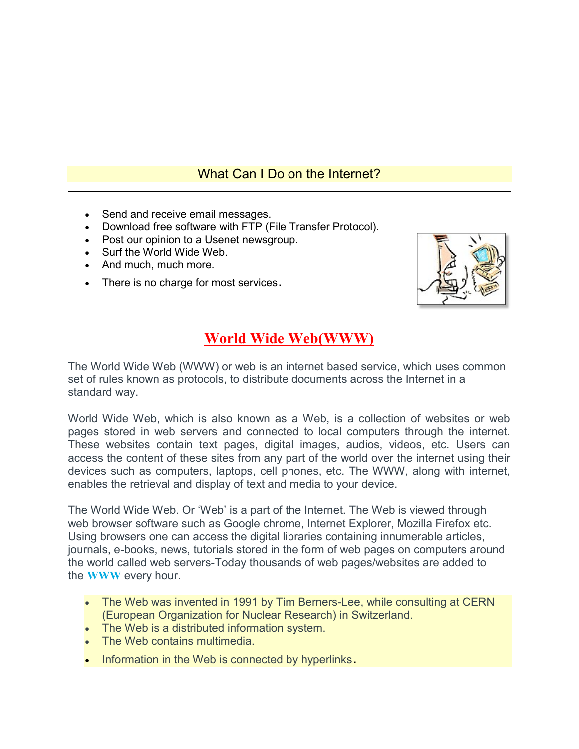## What Can I Do on the Internet?

- Send and receive email messages.
- Download free software with FTP (File Transfer Protocol).
- Post our opinion to a Usenet newsgroup.
- Surf the World Wide Web.
- And much, much more.
- There is no charge for most services.

# World Wide Web(WWW)

The World Wide Web (WWW) or web is an internet based service, which uses common set of rules known as protocols, to distribute documents across the Internet in a standard way.

World Wide Web, which is also known as a Web, is a collection of websites or web pages stored in web servers and connected to local computers through the internet. These websites contain text pages, digital images, audios, videos, etc. Users can access the content of these sites from any part of the world over the internet using their devices such as computers, laptops, cell phones, etc. The WWW, along with internet, enables the retrieval and display of text and media to your device.

The World Wide Web. Or 'Web' is a part of the Internet. The Web is viewed through web browser software such as Google chrome, Internet Explorer, Mozilla Firefox etc. Using browsers one can access the digital libraries containing innumerable articles, journals, e-books, news, tutorials stored in the form of web pages on computers around the world called web servers-Today thousands of web pages/websites are added to the **WWW** every hour.

- The Web was invented in 1991 by Tim Berners-Lee, while consulting at CERN (European Organization for Nuclear Research) in Switzerland.
- The Web is a distributed information system.
- The Web contains multimedia.
- Information in the Web is connected by hyperlinks.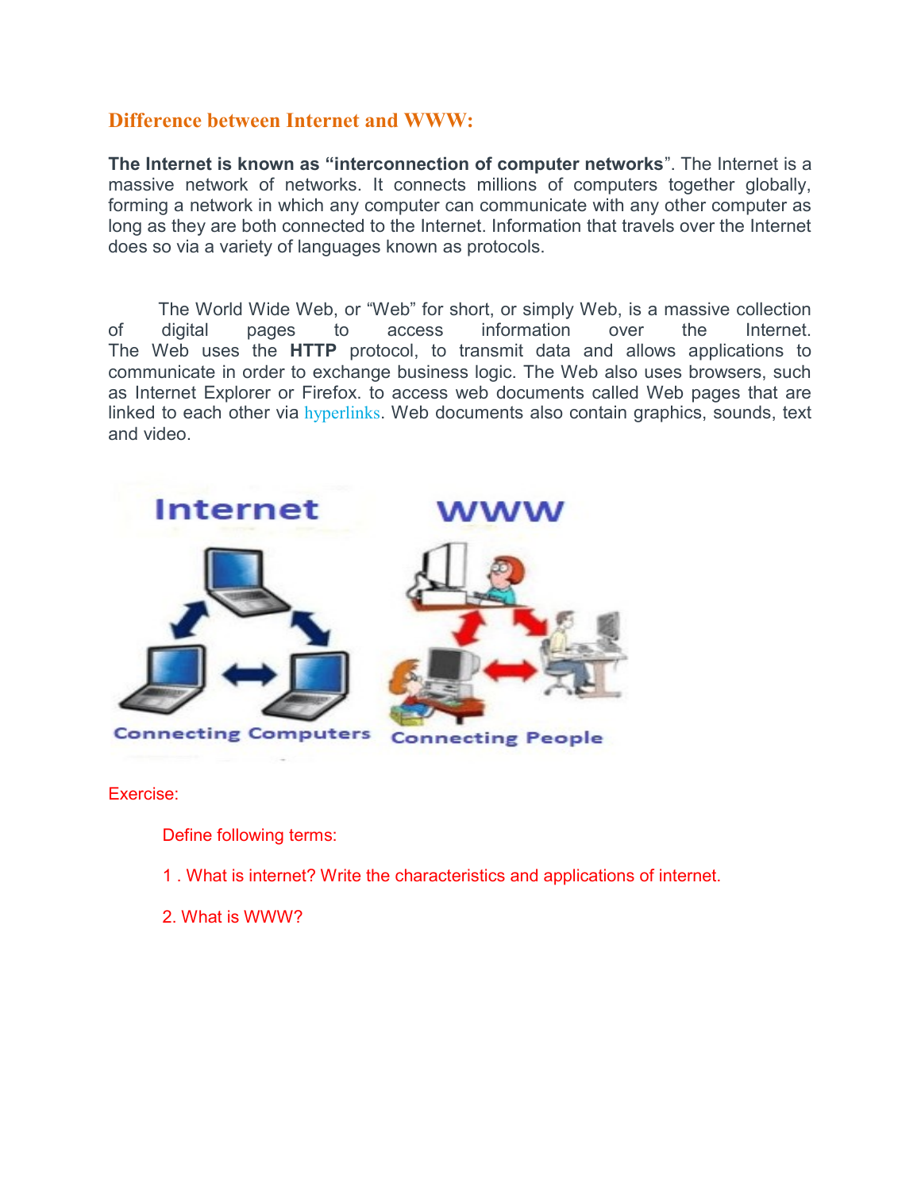## Difference between Internet and WWW:

**The Internet is known as "interconnection of computer networks**". The Internet is a massive network of networks. It connects millions of computers together globally, forming a network in which any computer can communicate with any other computer as long as they are both connected to the Internet. Information that travels over the Internet does so via a variety of languages known as protocols.

The World Wide Web, or "Web" for short, or simply Web, is a massive collection of digital pages to access information over the Internet. The Web uses the **HTTP** protocol, to transmit data and allows applications to communicate in order to exchange business logic. The Web also uses browsers, such as Internet Explorer or Firefox. to access web documents called Web pages that are linked to each other via hyperlinks. Web documents also contain graphics, sounds, text and video.

Internet

Connecting Computers

WWW

Connecting People

Exercise:

Define following terms:

1 . What is internet? Write the characteristics and applications of internet.

2. What is WWW?